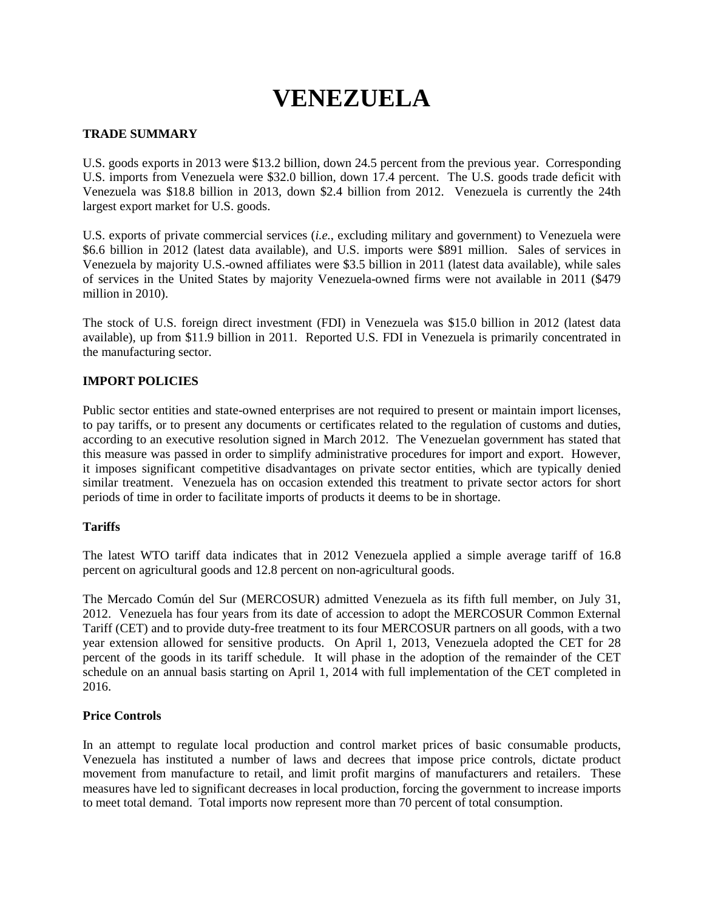# VENEZUELA

## TRADE SUMMARY

U.S. goods exports in 2013 were $13.2 billion, down 24.5 percent from the previous year. Corresponding U.S. imports from Venezuela were $32.0 billion, down 17.4 percent. The U.S. goods trade deficit with Venezuela was $18.8 billion in 2013, down $2.4 billion from 2012. Venezuela is currently the 24th largest export market for U.S. goods.

U.S. exports of private commercial services (*i.e.*, excluding military and government) to Venezuela were $6.6 billion in 2012 (latest data available), and U.S. imports were $891 million. Sales of services in Venezuela by majority U.S.-owned affiliates were $3.5 billion in 2011 (latest data available), while sales of services in the United States by majority Venezuela-owned firms were not available in 2011 ($479 million in 2010).

The stock of U.S. foreign direct investment (FDI) in Venezuela was $15.0 billion in 2012 (latest data available), up from $11.9 billion in 2011. Reported U.S. FDI in Venezuela is primarily concentrated in the manufacturing sector.

## IMPORT POLICIES

Public sector entities and state-owned enterprises are not required to present or maintain import licenses, to pay tariffs, or to present any documents or certificates related to the regulation of customs and duties, according to an executive resolution signed in March 2012. The Venezuelan government has stated that this measure was passed in order to simplify administrative procedures for import and export. However, it imposes significant competitive disadvantages on private sector entities, which are typically denied similar treatment. Venezuela has on occasion extended this treatment to private sector actors for short periods of time in order to facilitate imports of products it deems to be in shortage.

### Tariffs

The latest WTO tariff data indicates that in 2012 Venezuela applied a simple average tariff of 16.8 percent on agricultural goods and 12.8 percent on non-agricultural goods.

The Mercado Común del Sur (MERCOSUR) admitted Venezuela as its fifth full member, on July 31, 2012. Venezuela has four years from its date of accession to adopt the MERCOSUR Common External Tariff (CET) and to provide duty-free treatment to its four MERCOSUR partners on all goods, with a two year extension allowed for sensitive products. On April 1, 2013, Venezuela adopted the CET for 28 percent of the goods in its tariff schedule. It will phase in the adoption of the remainder of the CET schedule on an annual basis starting on April 1, 2014 with full implementation of the CET completed in 2016.

### Price Controls

In an attempt to regulate local production and control market prices of basic consumable products, Venezuela has instituted a number of laws and decrees that impose price controls, dictate product movement from manufacture to retail, and limit profit margins of manufacturers and retailers. These measures have led to significant decreases in local production, forcing the government to increase imports to meet total demand. Total imports now represent more than 70 percent of total consumption.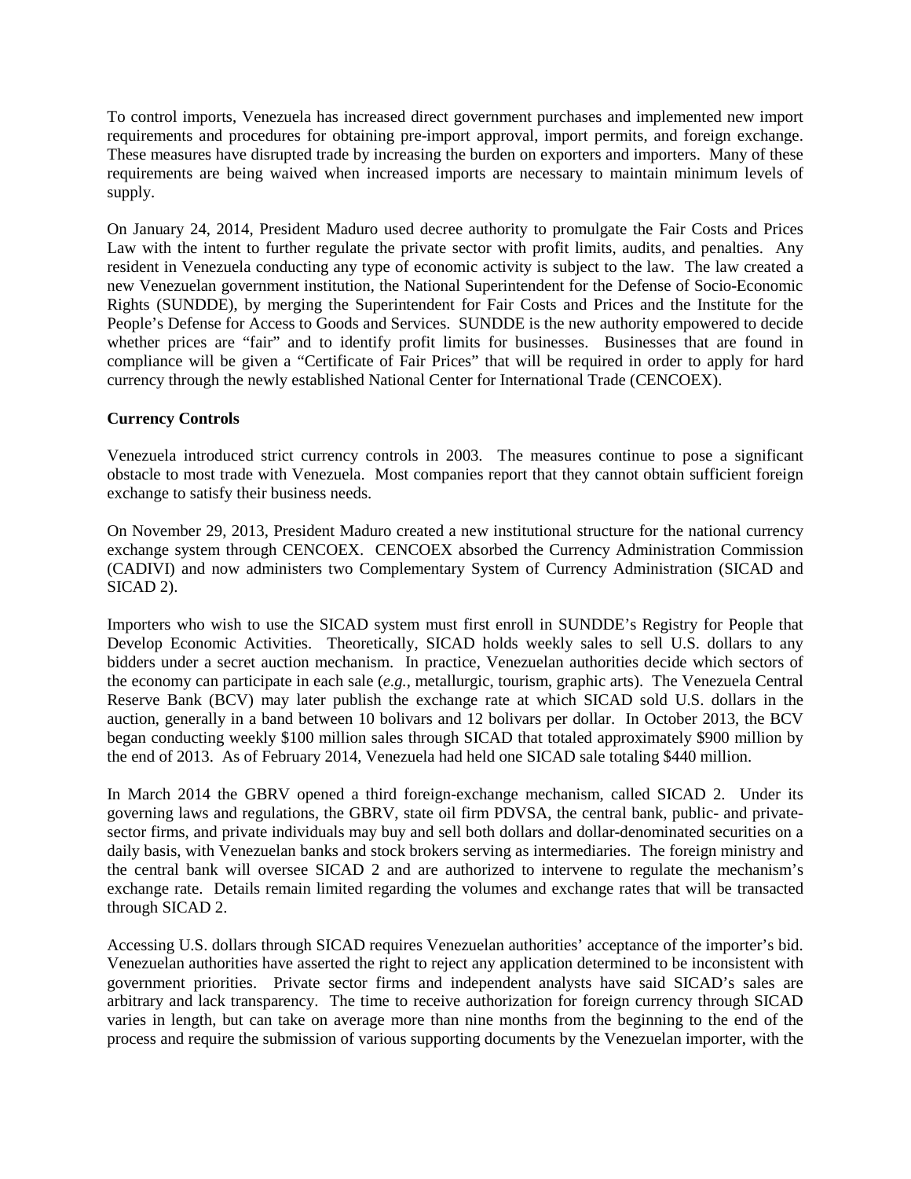To control imports, Venezuela has increased direct government purchases and implemented new import requirements and procedures for obtaining pre-import approval, import permits, and foreign exchange. These measures have disrupted trade by increasing the burden on exporters and importers. Many of these requirements are being waived when increased imports are necessary to maintain minimum levels of supply.

On January 24, 2014, President Maduro used decree authority to promulgate the Fair Costs and Prices Law with the intent to further regulate the private sector with profit limits, audits, and penalties. Any resident in Venezuela conducting any type of economic activity is subject to the law. The law created a new Venezuelan government institution, the National Superintendent for the Defense of Socio-Economic Rights (SUNDDE), by merging the Superintendent for Fair Costs and Prices and the Institute for the People's Defense for Access to Goods and Services. SUNDDE is the new authority empowered to decide whether prices are "fair" and to identify profit limits for businesses. Businesses that are found in compliance will be given a "Certificate of Fair Prices" that will be required in order to apply for hard currency through the newly established National Center for International Trade (CENCOEX).

**Currency Controls**

Venezuela introduced strict currency controls in 2003. The measures continue to pose a significant obstacle to most trade with Venezuela. Most companies report that they cannot obtain sufficient foreign exchange to satisfy their business needs.

On November 29, 2013, President Maduro created a new institutional structure for the national currency exchange system through CENCOEX. CENCOEX absorbed the Currency Administration Commission (CADIVI) and now administers two Complementary System of Currency Administration (SICAD and SICAD 2).

Importers who wish to use the SICAD system must first enroll in SUNDDE's Registry for People that Develop Economic Activities. Theoretically, SICAD holds weekly sales to sell U.S. dollars to any bidders under a secret auction mechanism. In practice, Venezuelan authorities decide which sectors of the economy can participate in each sale (*e.g.*, metallurgic, tourism, graphic arts). The Venezuela Central Reserve Bank (BCV) may later publish the exchange rate at which SICAD sold U.S. dollars in the auction, generally in a band between 10 bolivars and 12 bolivars per dollar. In October 2013, the BCV began conducting weekly $100 million sales through SICAD that totaled approximately $900 million by the end of 2013. As of February 2014, Venezuela had held one SICAD sale totaling $440 million.

In March 2014 the GBRV opened a third foreign-exchange mechanism, called SICAD 2. Under its governing laws and regulations, the GBRV, state oil firm PDVSA, the central bank, public- and private-sector firms, and private individuals may buy and sell both dollars and dollar-denominated securities on a daily basis, with Venezuelan banks and stock brokers serving as intermediaries. The foreign ministry and the central bank will oversee SICAD 2 and are authorized to intervene to regulate the mechanism's exchange rate. Details remain limited regarding the volumes and exchange rates that will be transacted through SICAD 2.

Accessing U.S. dollars through SICAD requires Venezuelan authorities' acceptance of the importer's bid. Venezuelan authorities have asserted the right to reject any application determined to be inconsistent with government priorities. Private sector firms and independent analysts have said SICAD's sales are arbitrary and lack transparency. The time to receive authorization for foreign currency through SICAD varies in length, but can take on average more than nine months from the beginning to the end of the process and require the submission of various supporting documents by the Venezuelan importer, with the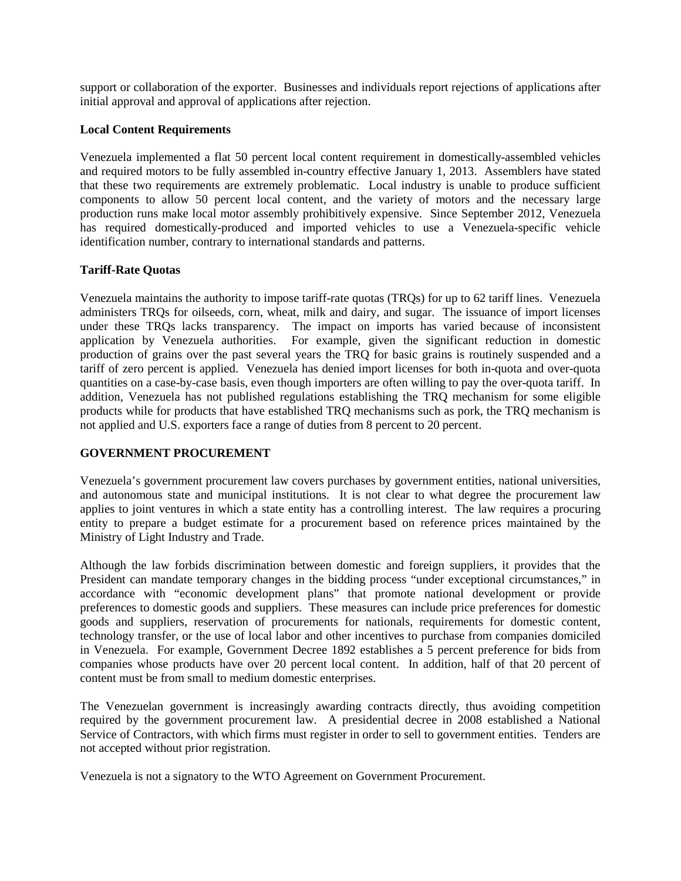support or collaboration of the exporter. Businesses and individuals report rejections of applications after initial approval and approval of applications after rejection.

**Local Content Requirements**

Venezuela implemented a flat 50 percent local content requirement in domestically-assembled vehicles and required motors to be fully assembled in-country effective January 1, 2013. Assemblers have stated that these two requirements are extremely problematic. Local industry is unable to produce sufficient components to allow 50 percent local content, and the variety of motors and the necessary large production runs make local motor assembly prohibitively expensive. Since September 2012, Venezuela has required domestically-produced and imported vehicles to use a Venezuela-specific vehicle identification number, contrary to international standards and patterns.

**Tariff-Rate Quotas**

Venezuela maintains the authority to impose tariff-rate quotas (TRQs) for up to 62 tariff lines. Venezuela administers TRQs for oilseeds, corn, wheat, milk and dairy, and sugar. The issuance of import licenses under these TRQs lacks transparency. The impact on imports has varied because of inconsistent application by Venezuela authorities. For example, given the significant reduction in domestic production of grains over the past several years the TRQ for basic grains is routinely suspended and a tariff of zero percent is applied. Venezuela has denied import licenses for both in-quota and over-quota quantities on a case-by-case basis, even though importers are often willing to pay the over-quota tariff. In addition, Venezuela has not published regulations establishing the TRQ mechanism for some eligible products while for products that have established TRQ mechanisms such as pork, the TRQ mechanism is not applied and U.S. exporters face a range of duties from 8 percent to 20 percent.

## GOVERNMENT PROCUREMENT

Venezuela's government procurement law covers purchases by government entities, national universities, and autonomous state and municipal institutions. It is not clear to what degree the procurement law applies to joint ventures in which a state entity has a controlling interest. The law requires a procuring entity to prepare a budget estimate for a procurement based on reference prices maintained by the Ministry of Light Industry and Trade.

Although the law forbids discrimination between domestic and foreign suppliers, it provides that the President can mandate temporary changes in the bidding process "under exceptional circumstances," in accordance with "economic development plans" that promote national development or provide preferences to domestic goods and suppliers. These measures can include price preferences for domestic goods and suppliers, reservation of procurements for nationals, requirements for domestic content, technology transfer, or the use of local labor and other incentives to purchase from companies domiciled in Venezuela. For example, Government Decree 1892 establishes a 5 percent preference for bids from companies whose products have over 20 percent local content. In addition, half of that 20 percent of content must be from small to medium domestic enterprises.

The Venezuelan government is increasingly awarding contracts directly, thus avoiding competition required by the government procurement law. A presidential decree in 2008 established a National Service of Contractors, with which firms must register in order to sell to government entities. Tenders are not accepted without prior registration.

Venezuela is not a signatory to the WTO Agreement on Government Procurement.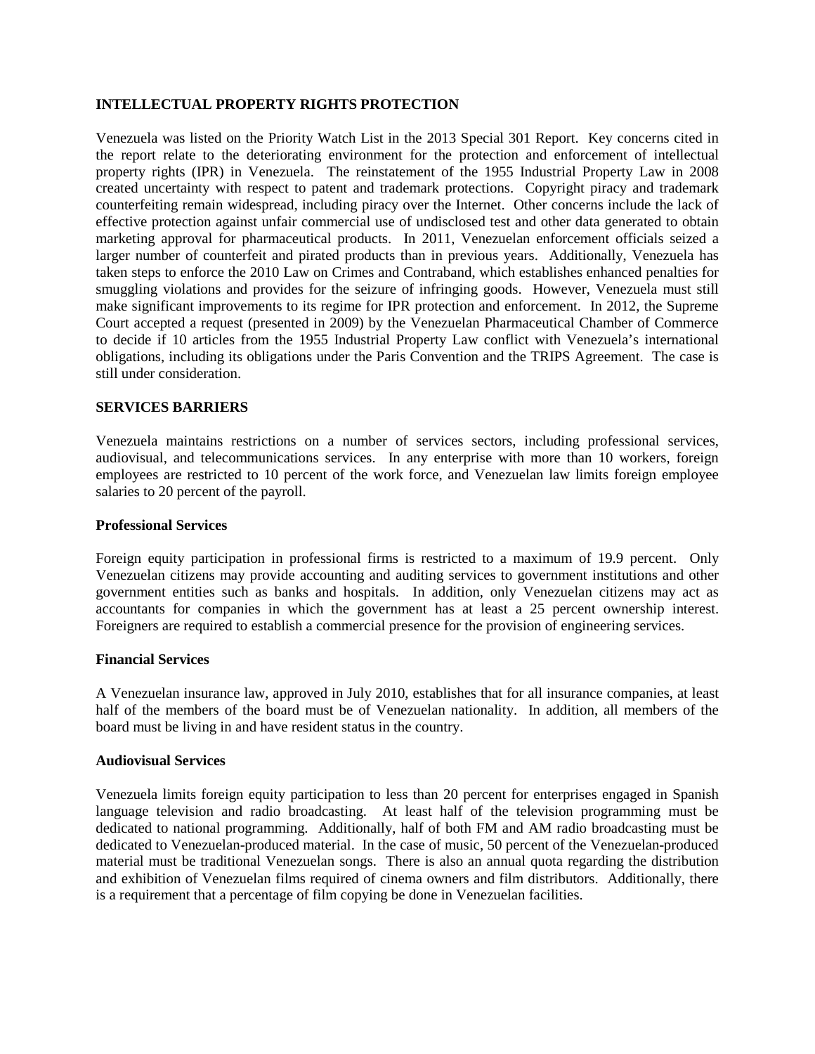## INTELLECTUAL PROPERTY RIGHTS PROTECTION

Venezuela was listed on the Priority Watch List in the 2013 Special 301 Report. Key concerns cited in the report relate to the deteriorating environment for the protection and enforcement of intellectual property rights (IPR) in Venezuela. The reinstatement of the 1955 Industrial Property Law in 2008 created uncertainty with respect to patent and trademark protections. Copyright piracy and trademark counterfeiting remain widespread, including piracy over the Internet. Other concerns include the lack of effective protection against unfair commercial use of undisclosed test and other data generated to obtain marketing approval for pharmaceutical products. In 2011, Venezuelan enforcement officials seized a larger number of counterfeit and pirated products than in previous years. Additionally, Venezuela has taken steps to enforce the 2010 Law on Crimes and Contraband, which establishes enhanced penalties for smuggling violations and provides for the seizure of infringing goods. However, Venezuela must still make significant improvements to its regime for IPR protection and enforcement. In 2012, the Supreme Court accepted a request (presented in 2009) by the Venezuelan Pharmaceutical Chamber of Commerce to decide if 10 articles from the 1955 Industrial Property Law conflict with Venezuela's international obligations, including its obligations under the Paris Convention and the TRIPS Agreement. The case is still under consideration.

## SERVICES BARRIERS

Venezuela maintains restrictions on a number of services sectors, including professional services, audiovisual, and telecommunications services. In any enterprise with more than 10 workers, foreign employees are restricted to 10 percent of the work force, and Venezuelan law limits foreign employee salaries to 20 percent of the payroll.

### Professional Services

Foreign equity participation in professional firms is restricted to a maximum of 19.9 percent. Only Venezuelan citizens may provide accounting and auditing services to government institutions and other government entities such as banks and hospitals. In addition, only Venezuelan citizens may act as accountants for companies in which the government has at least a 25 percent ownership interest. Foreigners are required to establish a commercial presence for the provision of engineering services.

### Financial Services

A Venezuelan insurance law, approved in July 2010, establishes that for all insurance companies, at least half of the members of the board must be of Venezuelan nationality. In addition, all members of the board must be living in and have resident status in the country.

### Audiovisual Services

Venezuela limits foreign equity participation to less than 20 percent for enterprises engaged in Spanish language television and radio broadcasting. At least half of the television programming must be dedicated to national programming. Additionally, half of both FM and AM radio broadcasting must be dedicated to Venezuelan-produced material. In the case of music, 50 percent of the Venezuelan-produced material must be traditional Venezuelan songs. There is also an annual quota regarding the distribution and exhibition of Venezuelan films required of cinema owners and film distributors. Additionally, there is a requirement that a percentage of film copying be done in Venezuelan facilities.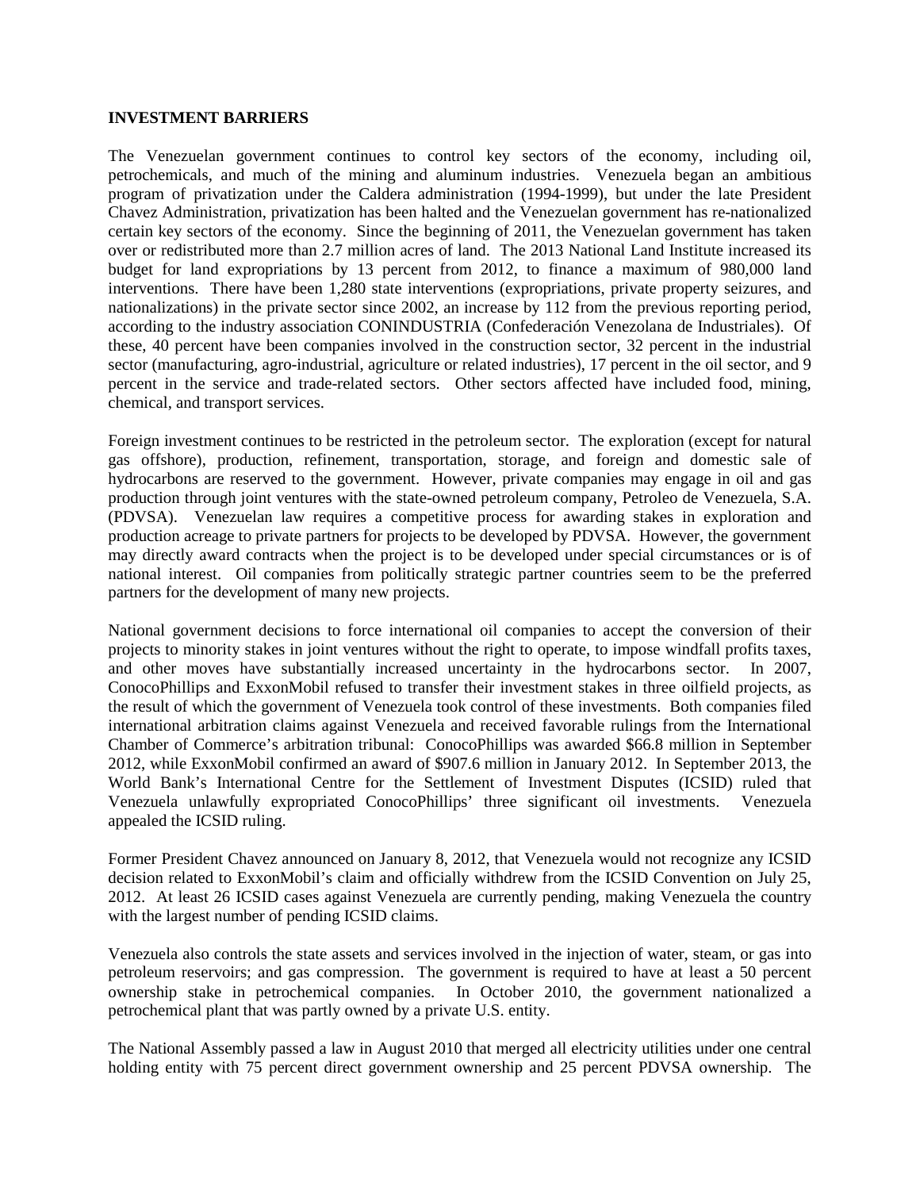**INVESTMENT BARRIERS**

The Venezuelan government continues to control key sectors of the economy, including oil, petrochemicals, and much of the mining and aluminum industries. Venezuela began an ambitious program of privatization under the Caldera administration (1994-1999), but under the late President Chavez Administration, privatization has been halted and the Venezuelan government has re-nationalized certain key sectors of the economy. Since the beginning of 2011, the Venezuelan government has taken over or redistributed more than 2.7 million acres of land. The 2013 National Land Institute increased its budget for land expropriations by 13 percent from 2012, to finance a maximum of 980,000 land interventions. There have been 1,280 state interventions (expropriations, private property seizures, and nationalizations) in the private sector since 2002, an increase by 112 from the previous reporting period, according to the industry association CONINDUSTRIA (Confederación Venezolana de Industriales). Of these, 40 percent have been companies involved in the construction sector, 32 percent in the industrial sector (manufacturing, agro-industrial, agriculture or related industries), 17 percent in the oil sector, and 9 percent in the service and trade-related sectors. Other sectors affected have included food, mining, chemical, and transport services.

Foreign investment continues to be restricted in the petroleum sector. The exploration (except for natural gas offshore), production, refinement, transportation, storage, and foreign and domestic sale of hydrocarbons are reserved to the government. However, private companies may engage in oil and gas production through joint ventures with the state-owned petroleum company, Petroleo de Venezuela, S.A. (PDVSA). Venezuelan law requires a competitive process for awarding stakes in exploration and production acreage to private partners for projects to be developed by PDVSA. However, the government may directly award contracts when the project is to be developed under special circumstances or is of national interest. Oil companies from politically strategic partner countries seem to be the preferred partners for the development of many new projects.

National government decisions to force international oil companies to accept the conversion of their projects to minority stakes in joint ventures without the right to operate, to impose windfall profits taxes, and other moves have substantially increased uncertainty in the hydrocarbons sector. In 2007, ConocoPhillips and ExxonMobil refused to transfer their investment stakes in three oilfield projects, as the result of which the government of Venezuela took control of these investments. Both companies filed international arbitration claims against Venezuela and received favorable rulings from the International Chamber of Commerce's arbitration tribunal: ConocoPhillips was awarded $66.8 million in September 2012, while ExxonMobil confirmed an award of $907.6 million in January 2012. In September 2013, the World Bank's International Centre for the Settlement of Investment Disputes (ICSID) ruled that Venezuela unlawfully expropriated ConocoPhillips' three significant oil investments. Venezuela appealed the ICSID ruling.

Former President Chavez announced on January 8, 2012, that Venezuela would not recognize any ICSID decision related to ExxonMobil's claim and officially withdrew from the ICSID Convention on July 25, 2012. At least 26 ICSID cases against Venezuela are currently pending, making Venezuela the country with the largest number of pending ICSID claims.

Venezuela also controls the state assets and services involved in the injection of water, steam, or gas into petroleum reservoirs; and gas compression. The government is required to have at least a 50 percent ownership stake in petrochemical companies. In October 2010, the government nationalized a petrochemical plant that was partly owned by a private U.S. entity.

The National Assembly passed a law in August 2010 that merged all electricity utilities under one central holding entity with 75 percent direct government ownership and 25 percent PDVSA ownership. The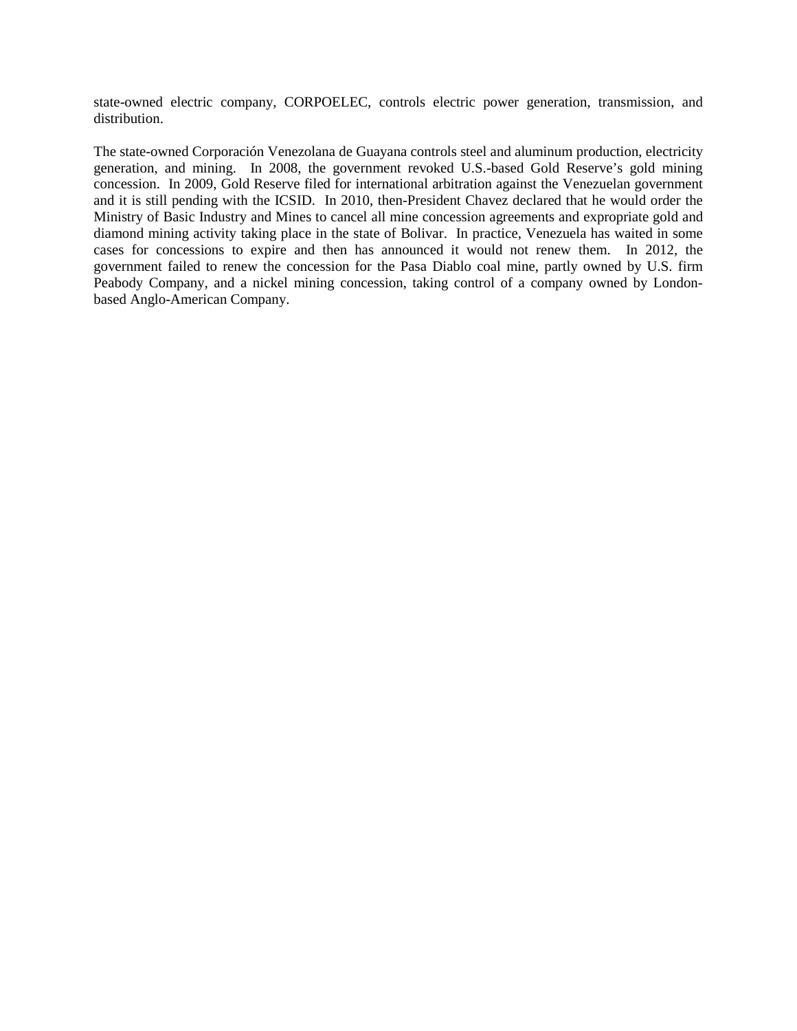state-owned electric company, CORPOELEC, controls electric power generation, transmission, and distribution.

The state-owned Corporación Venezolana de Guayana controls steel and aluminum production, electricity generation, and mining. In 2008, the government revoked U.S.-based Gold Reserve's gold mining concession. In 2009, Gold Reserve filed for international arbitration against the Venezuelan government and it is still pending with the ICSID. In 2010, then-President Chavez declared that he would order the Ministry of Basic Industry and Mines to cancel all mine concession agreements and expropriate gold and diamond mining activity taking place in the state of Bolivar. In practice, Venezuela has waited in some cases for concessions to expire and then has announced it would not renew them. In 2012, the government failed to renew the concession for the Pasa Diablo coal mine, partly owned by U.S. firm Peabody Company, and a nickel mining concession, taking control of a company owned by London-based Anglo-American Company.